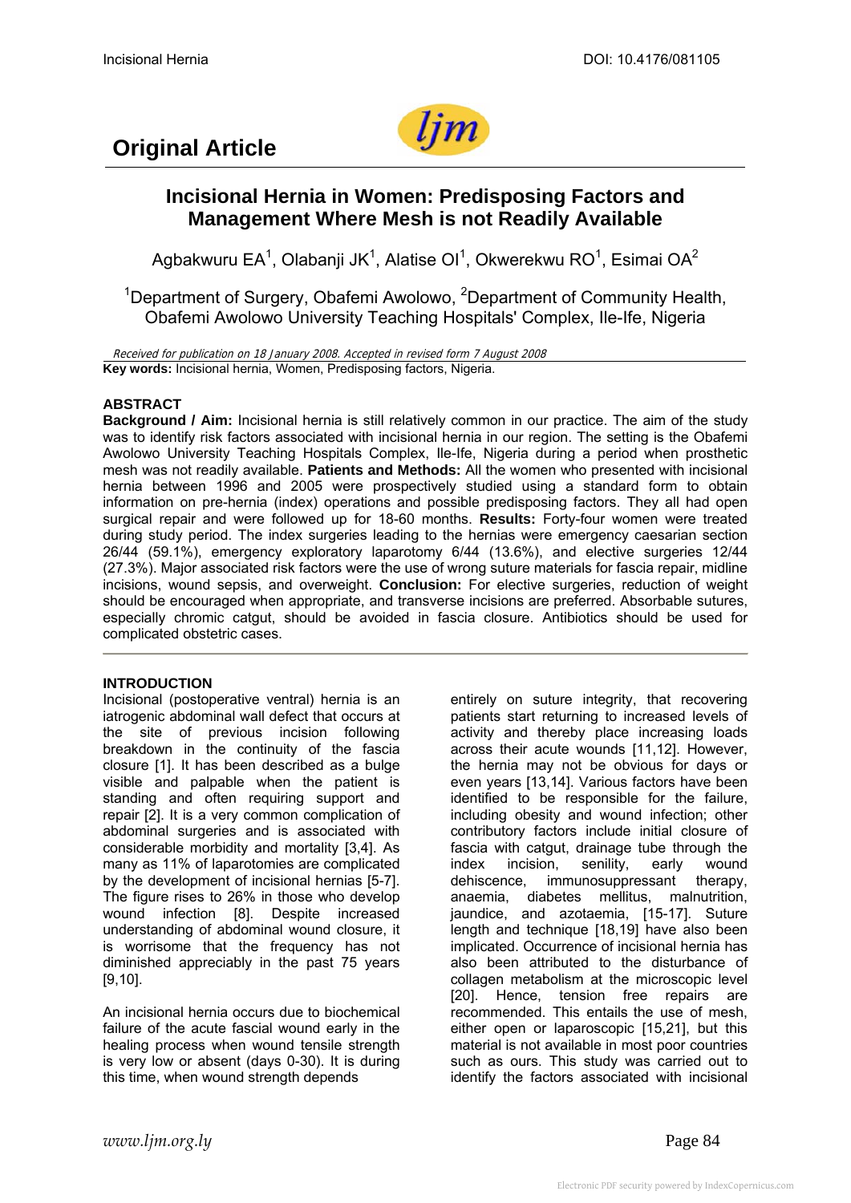## Original Article

# Incisional Hernia in Women: Predisposing Factors and Management Where Mesh is not Readily Available

Agbakwuru EA[1], Olabanji JK[1], Alatise OI[1], Okwerekwu RO[1], Esimai OA[2]

[1]Department of Surgery, Obafemi Awolowo, [2]Department of Community Health, Obafemi Awolowo University Teaching Hospitals' Complex, Ile-Ife, Nigeria

*Received for publication on 18 January 2008. Accepted in revised form 7 August 2008*

**Key words:** Incisional hernia, Women, Predisposing factors, Nigeria.

### ABSTRACT

**Background / Aim:** Incisional hernia is still relatively common in our practice. The aim of the study was to identify risk factors associated with incisional hernia in our region. The setting is the Obafemi Awolowo University Teaching Hospitals Complex, Ile-Ife, Nigeria during a period when prosthetic mesh was not readily available. **Patients and Methods:** All the women who presented with incisional hernia between 1996 and 2005 were prospectively studied using a standard form to obtain information on pre-hernia (index) operations and possible predisposing factors. They all had open surgical repair and were followed up for 18-60 months. **Results:** Forty-four women were treated during study period. The index surgeries leading to the hernias were emergency caesarian section 26/44 (59.1%), emergency exploratory laparotomy 6/44 (13.6%), and elective surgeries 12/44 (27.3%). Major associated risk factors were the use of wrong suture materials for fascia repair, midline incisions, wound sepsis, and overweight. **Conclusion:** For elective surgeries, reduction of weight should be encouraged when appropriate, and transverse incisions are preferred. Absorbable sutures, especially chromic catgut, should be avoided in fascia closure. Antibiotics should be used for complicated obstetric cases.

### INTRODUCTION

Incisional (postoperative ventral) hernia is an iatrogenic abdominal wall defect that occurs at the site of previous incision following breakdown in the continuity of the fascia closure [1]. It has been described as a bulge visible and palpable when the patient is standing and often requiring support and repair [2]. It is a very common complication of abdominal surgeries and is associated with considerable morbidity and mortality [3,4]. As many as 11% of laparotomies are complicated by the development of incisional hernias [5-7]. The figure rises to 26% in those who develop wound infection [8]. Despite increased understanding of abdominal wound closure, it is worrisome that the frequency has not diminished appreciably in the past 75 years [9,10].

An incisional hernia occurs due to biochemical failure of the acute fascial wound early in the healing process when wound tensile strength is very low or absent (days 0-30). It is during this time, when wound strength depends entirely on suture integrity, that recovering patients start returning to increased levels of activity and thereby place increasing loads across their acute wounds [11,12]. However, the hernia may not be obvious for days or even years [13,14]. Various factors have been identified to be responsible for the failure, including obesity and wound infection; other contributory factors include initial closure of fascia with catgut, drainage tube through the index incision, senility, early wound dehiscence, immunosuppressant therapy, anaemia, diabetes mellitus, malnutrition, jaundice, and azotaemia, [15-17]. Suture length and technique [18,19] have also been implicated. Occurrence of incisional hernia has also been attributed to the disturbance of collagen metabolism at the microscopic level [20]. Hence, tension free repairs are recommended. This entails the use of mesh, either open or laparoscopic [15,21], but this material is not available in most poor countries such as ours. This study was carried out to identify the factors associated with incisional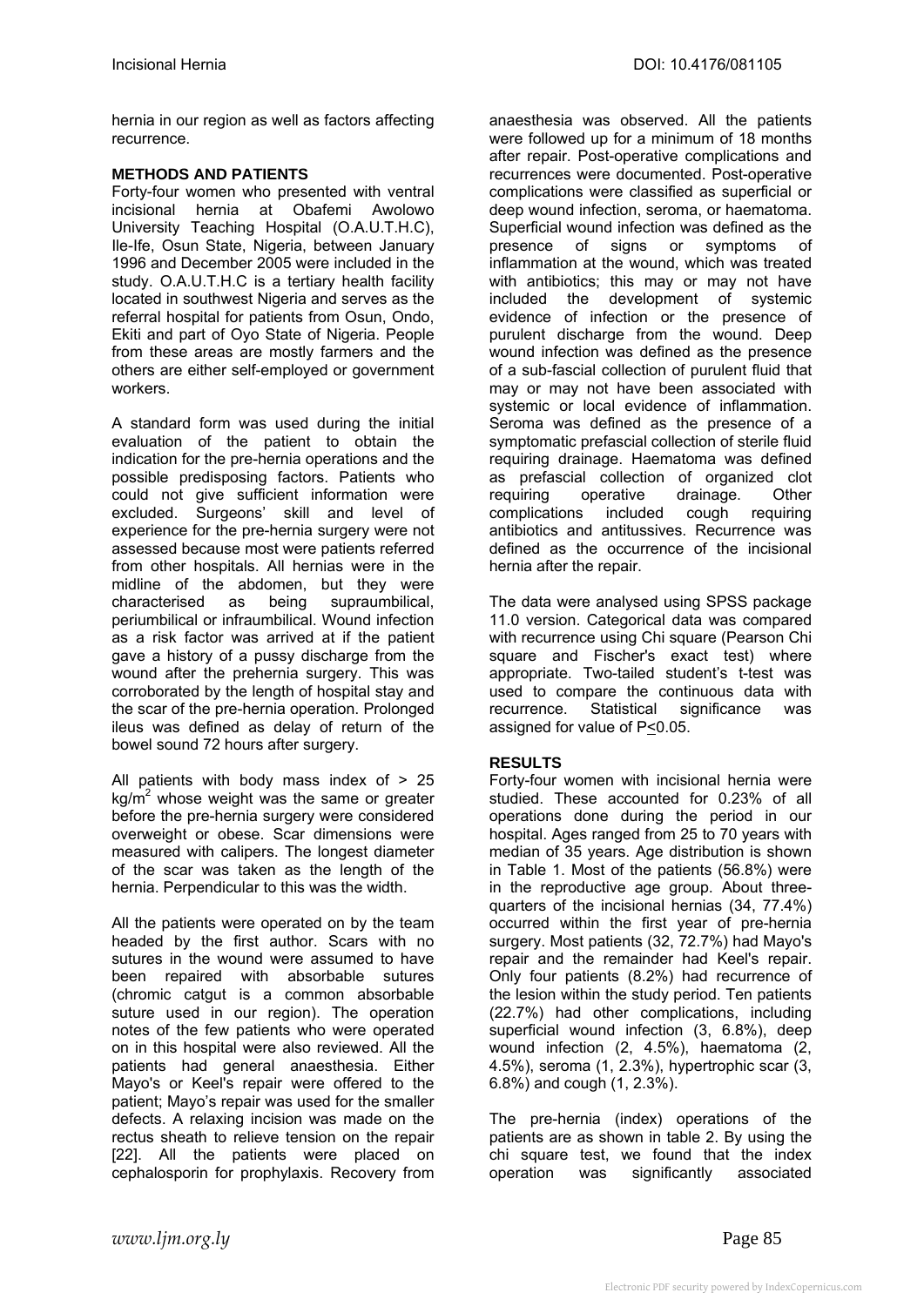hernia in our region as well as factors affecting recurrence.

## METHODS AND PATIENTS

Forty-four women who presented with ventral incisional hernia at Obafemi Awolowo University Teaching Hospital (O.A.U.T.H.C), Ile-Ife, Osun State, Nigeria, between January 1996 and December 2005 were included in the study. O.A.U.T.H.C is a tertiary health facility located in southwest Nigeria and serves as the referral hospital for patients from Osun, Ondo, Ekiti and part of Oyo State of Nigeria. People from these areas are mostly farmers and the others are either self-employed or government workers.

A standard form was used during the initial evaluation of the patient to obtain the indication for the pre-hernia operations and the possible predisposing factors. Patients who could not give sufficient information were excluded. Surgeons' skill and level of experience for the pre-hernia surgery were not assessed because most were patients referred from other hospitals. All hernias were in the midline of the abdomen, but they were characterised as being supraumbilical, periumbilical or infraumbilical. Wound infection as a risk factor was arrived at if the patient gave a history of a pussy discharge from the wound after the prehernia surgery. This was corroborated by the length of hospital stay and the scar of the pre-hernia operation. Prolonged ileus was defined as delay of return of the bowel sound 72 hours after surgery.

All patients with body mass index of > 25 kg/m$^2$ whose weight was the same or greater before the pre-hernia surgery were considered overweight or obese. Scar dimensions were measured with calipers. The longest diameter of the scar was taken as the length of the hernia. Perpendicular to this was the width.

All the patients were operated on by the team headed by the first author. Scars with no sutures in the wound were assumed to have been repaired with absorbable sutures (chromic catgut is a common absorbable suture used in our region). The operation notes of the few patients who were operated on in this hospital were also reviewed. All the patients had general anaesthesia. Either Mayo's or Keel's repair were offered to the patient; Mayo's repair was used for the smaller defects. A relaxing incision was made on the rectus sheath to relieve tension on the repair [22]. All the patients were placed on cephalosporin for prophylaxis. Recovery from anaesthesia was observed. All the patients were followed up for a minimum of 18 months after repair. Post-operative complications and recurrences were documented. Post-operative complications were classified as superficial or deep wound infection, seroma, or haematoma. Superficial wound infection was defined as the presence of signs or symptoms of inflammation at the wound, which was treated with antibiotics; this may or may not have included the development of systemic evidence of infection or the presence of purulent discharge from the wound. Deep wound infection was defined as the presence of a sub-fascial collection of purulent fluid that may or may not have been associated with systemic or local evidence of inflammation. Seroma was defined as the presence of a symptomatic prefascial collection of sterile fluid requiring drainage. Haematoma was defined as prefascial collection of organized clot requiring operative drainage. Other complications included cough requiring antibiotics and antitussives. Recurrence was defined as the occurrence of the incisional hernia after the repair.

The data were analysed using SPSS package 11.0 version. Categorical data was compared with recurrence using Chi square (Pearson Chi square and Fischer's exact test) where appropriate. Two-tailed student's t-test was used to compare the continuous data with recurrence. Statistical significance was assigned for value of $P \leq 0.05$.

## RESULTS

Forty-four women with incisional hernia were studied. These accounted for 0.23% of all operations done during the period in our hospital. Ages ranged from 25 to 70 years with median of 35 years. Age distribution is shown in Table 1. Most of the patients (56.8%) were in the reproductive age group. About three-quarters of the incisional hernias (34, 77.4%) occurred within the first year of pre-hernia surgery. Most patients (32, 72.7%) had Mayo's repair and the remainder had Keel's repair. Only four patients (8.2%) had recurrence of the lesion within the study period. Ten patients (22.7%) had other complications, including superficial wound infection (3, 6.8%), deep wound infection (2, 4.5%), haematoma (2, 4.5%), seroma (1, 2.3%), hypertrophic scar (3, 6.8%) and cough (1, 2.3%).

The pre-hernia (index) operations of the patients are as shown in table 2. By using the chi square test, we found that the index operation was significantly associated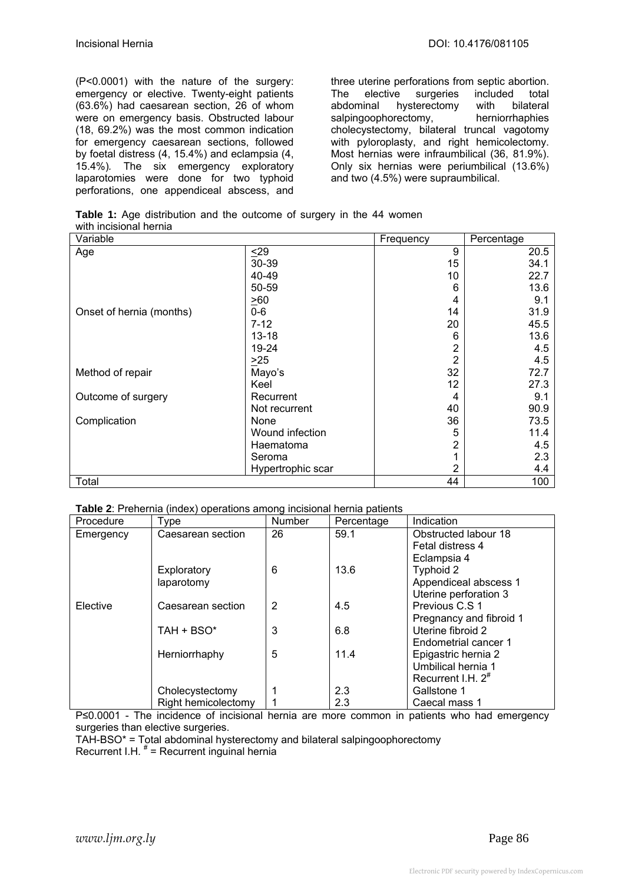(P<0.0001) with the nature of the surgery: emergency or elective. Twenty-eight patients (63.6%) had caesarean section, 26 of whom were on emergency basis. Obstructed labour (18, 69.2%) was the most common indication for emergency caesarean sections, followed by foetal distress (4, 15.4%) and eclampsia (4, 15.4%). The six emergency exploratory laparotomies were done for two typhoid perforations, one appendiceal abscess, and three uterine perforations from septic abortion. The elective surgeries included total abdominal hysterectomy with bilateral salpingoophorectomy, herniorrhaphies cholecystectomy, bilateral truncal vagotomy with pyloroplasty, and right hemicolectomy. Most hernias were infraumbilical (36, 81.9%). Only six hernias were periumbilical (13.6%) and two (4.5%) were supraumbilical.

**Table 1:** Age distribution and the outcome of surgery in the 44 women with incisional hernia

| Variable | | Frequency | Percentage |
|---|---|---|---|
| Age | ≤29 | 9 | 20.5 |
| | 30-39 | 15 | 34.1 |
| | 40-49 | 10 | 22.7 |
| | 50-59 | 6 | 13.6 |
| | ≥60 | 4 | 9.1 |
| Onset of hernia (months) | 0-6 | 14 | 31.9 |
| | 7-12 | 20 | 45.5 |
| | 13-18 | 6 | 13.6 |
| | 19-24 | 2 | 4.5 |
| | ≥25 | 2 | 4.5 |
| Method of repair | Mayo's | 32 | 72.7 |
| | Keel | 12 | 27.3 |
| Outcome of surgery | Recurrent | 4 | 9.1 |
| | Not recurrent | 40 | 90.9 |
| Complication | None | 36 | 73.5 |
| | Wound infection | 5 | 11.4 |
| | Haematoma | 2 | 4.5 |
| | Seroma | 1 | 2.3 |
| | Hypertrophic scar | 2 | 4.4 |
| Total | | 44 | 100 |

**Table 2**: Prehernia (index) operations among incisional hernia patients

| Procedure | Type | Number | Percentage | Indication |
|---|---|---|---|---|
| Emergency | Caesarean section | 26 | 59.1 | Obstructed labour 18<br>Fetal distress 4<br>Eclampsia 4 |
| | Exploratory laparotomy | 6 | 13.6 | Typhoid 2<br>Appendiceal abscess 1<br>Uterine perforation 3 |
| Elective | Caesarean section | 2 | 4.5 | Previous C.S 1<br>Pregnancy and fibroid 1 |
| | TAH + BSO* | 3 | 6.8 | Uterine fibroid 2<br>Endometrial cancer 1 |
| | Herniorrhaphy | 5 | 11.4 | Epigastric hernia 2<br>Umbilical hernia 1<br>Recurrent I.H. 2# |
| | Cholecystectomy | 1 | 2.3 | Gallstone 1 |
| | Right hemicolectomy | 1 | 2.3 | Caecal mass 1 |

P≤0.0001 - The incidence of incisional hernia are more common in patients who had emergency surgeries than elective surgeries.

TAH-BSO* = Total abdominal hysterectomy and bilateral salpingoophorectomy

Recurrent I.H. # = Recurrent inguinal hernia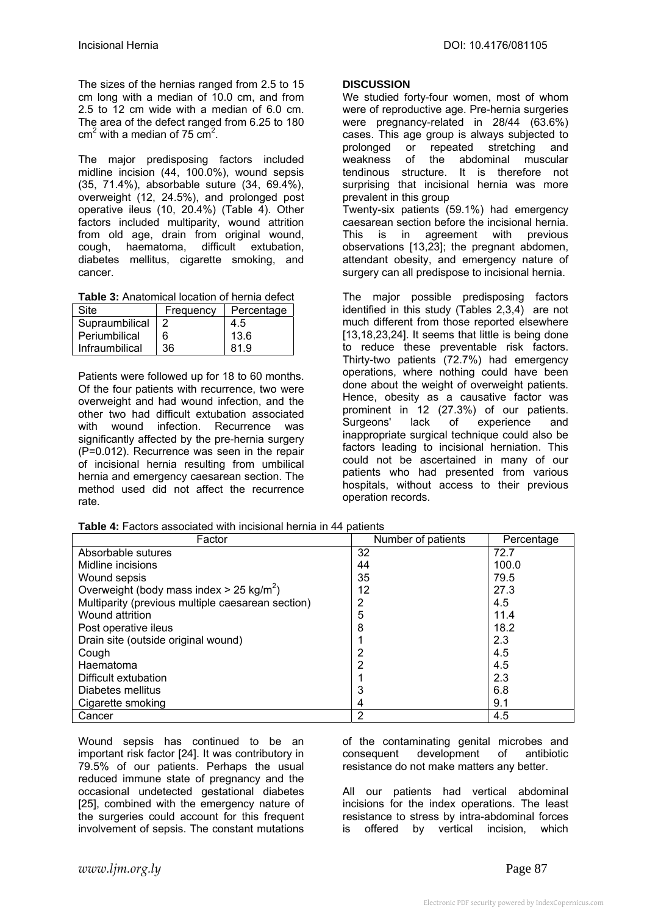The sizes of the hernias ranged from 2.5 to 15 cm long with a median of 10.0 cm, and from 2.5 to 12 cm wide with a median of 6.0 cm. The area of the defect ranged from 6.25 to 180 $cm^2$ with a median of 75 $cm^2$.

The major predisposing factors included midline incision (44, 100.0%), wound sepsis (35, 71.4%), absorbable suture (34, 69.4%), overweight (12, 24.5%), and prolonged post operative ileus (10, 20.4%) (Table 4). Other factors included multiparity, wound attrition from old age, drain from original wound, cough, haematoma, difficult extubation, diabetes mellitus, cigarette smoking, and cancer.

**Table 3:** Anatomical location of hernia defect

| Site | Frequency | Percentage |
|---|---|---|
| Supraumbilical | 2 | 4.5 |
| Periumbilical | 6 | 13.6 |
| Infraumbilical | 36 | 81.9 |

Patients were followed up for 18 to 60 months. Of the four patients with recurrence, two were overweight and had wound infection, and the other two had difficult extubation associated with wound infection. Recurrence was significantly affected by the pre-hernia surgery (P=0.012). Recurrence was seen in the repair of incisional hernia resulting from umbilical hernia and emergency caesarean section. The method used did not affect the recurrence rate.

## DISCUSSION

We studied forty-four women, most of whom were of reproductive age. Pre-hernia surgeries were pregnancy-related in 28/44 (63.6%) cases. This age group is always subjected to prolonged or repeated stretching and weakness of the abdominal muscular tendinous structure. It is therefore not surprising that incisional hernia was more prevalent in this group

Twenty-six patients (59.1%) had emergency caesarean section before the incisional hernia. This is in agreement with previous observations [13,23]; the pregnant abdomen, attendant obesity, and emergency nature of surgery can all predispose to incisional hernia.

The major possible predisposing factors identified in this study (Tables 2,3,4) are not much different from those reported elsewhere [13,18,23,24]. It seems that little is being done to reduce these preventable risk factors. Thirty-two patients (72.7%) had emergency operations, where nothing could have been done about the weight of overweight patients. Hence, obesity as a causative factor was prominent in 12 (27.3%) of our patients. Surgeons' lack of experience and inappropriate surgical technique could also be factors leading to incisional herniation. This could not be ascertained in many of our patients who had presented from various hospitals, without access to their previous operation records.

**Table 4:** Factors associated with incisional hernia in 44 patients

| Factor | Number of patients | Percentage |
|---|---|---|
| Absorbable sutures | 32 | 72.7 |
| Midline incisions | 44 | 100.0 |
| Wound sepsis | 35 | 79.5 |
| Overweight (body mass index > 25 $kg/m^2$) | 12 | 27.3 |
| Multiparity (previous multiple caesarean section) | 2 | 4.5 |
| Wound attrition | 5 | 11.4 |
| Post operative ileus | 8 | 18.2 |
| Drain site (outside original wound) | 1 | 2.3 |
| Cough | 2 | 4.5 |
| Haematoma | 2 | 4.5 |
| Difficult extubation | 1 | 2.3 |
| Diabetes mellitus | 3 | 6.8 |
| Cigarette smoking | 4 | 9.1 |
| Cancer | 2 | 4.5 |

Wound sepsis has continued to be an important risk factor [24]. It was contributory in 79.5% of our patients. Perhaps the usual reduced immune state of pregnancy and the occasional undetected gestational diabetes [25], combined with the emergency nature of the surgeries could account for this frequent involvement of sepsis. The constant mutations of the contaminating genital microbes and consequent development of antibiotic resistance do not make matters any better.

All our patients had vertical abdominal incisions for the index operations. The least resistance to stress by intra-abdominal forces is offered by vertical incision, which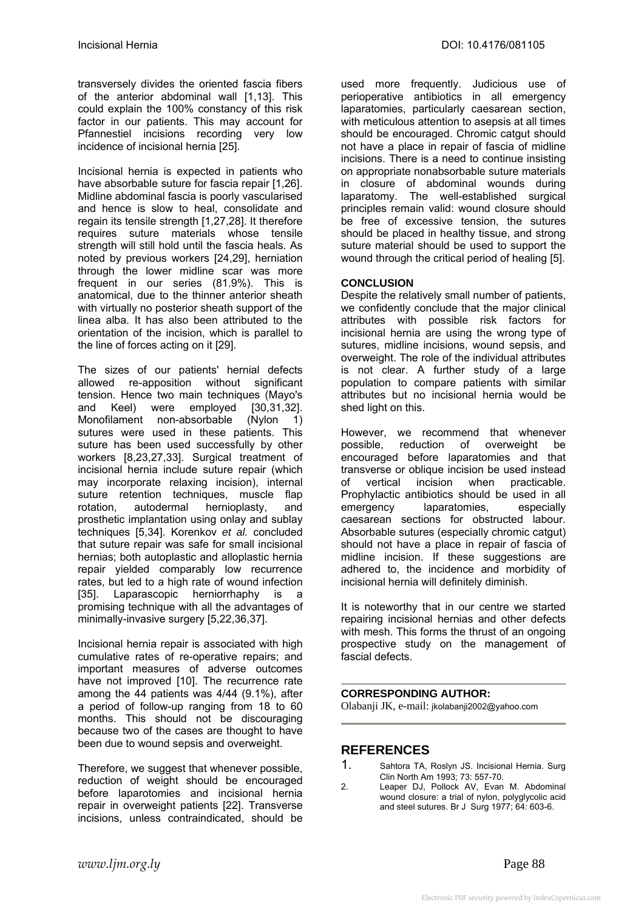transversely divides the oriented fascia fibers of the anterior abdominal wall [1,13]. This could explain the 100% constancy of this risk factor in our patients. This may account for Pfannestiel incisions recording very low incidence of incisional hernia [25].

Incisional hernia is expected in patients who have absorbable suture for fascia repair [1,26]. Midline abdominal fascia is poorly vascularised and hence is slow to heal, consolidate and regain its tensile strength [1,27,28]. It therefore requires suture materials whose tensile strength will still hold until the fascia heals. As noted by previous workers [24,29], herniation through the lower midline scar was more frequent in our series (81.9%). This is anatomical, due to the thinner anterior sheath with virtually no posterior sheath support of the linea alba. It has also been attributed to the orientation of the incision, which is parallel to the line of forces acting on it [29].

The sizes of our patients' hernial defects allowed re-apposition without significant tension. Hence two main techniques (Mayo's and Keel) were employed [30,31,32]. Monofilament non-absorbable (Nylon 1) sutures were used in these patients. This suture has been used successfully by other workers [8,23,27,33]. Surgical treatment of incisional hernia include suture repair (which may incorporate relaxing incision), internal suture retention techniques, muscle flap rotation, autodermal hernioplasty, and prosthetic implantation using onlay and sublay techniques [5,34]. Korenkov *et al.* concluded that suture repair was safe for small incisional hernias; both autoplastic and alloplastic hernia repair yielded comparably low recurrence rates, but led to a high rate of wound infection [35]. Laparascopic herniorrhaphy is a promising technique with all the advantages of minimally-invasive surgery [5,22,36,37].

Incisional hernia repair is associated with high cumulative rates of re-operative repairs; and important measures of adverse outcomes have not improved [10]. The recurrence rate among the 44 patients was 4/44 (9.1%), after a period of follow-up ranging from 18 to 60 months. This should not be discouraging because two of the cases are thought to have been due to wound sepsis and overweight.

Therefore, we suggest that whenever possible, reduction of weight should be encouraged before laparotomies and incisional hernia repair in overweight patients [22]. Transverse incisions, unless contraindicated, should be used more frequently. Judicious use of perioperative antibiotics in all emergency laparatomies, particularly caesarean section, with meticulous attention to asepsis at all times should be encouraged. Chromic catgut should not have a place in repair of fascia of midline incisions. There is a need to continue insisting on appropriate nonabsorbable suture materials in closure of abdominal wounds during laparatomy. The well-established surgical principles remain valid: wound closure should be free of excessive tension, the sutures should be placed in healthy tissue, and strong suture material should be used to support the wound through the critical period of healing [5].

## CONCLUSION

Despite the relatively small number of patients, we confidently conclude that the major clinical attributes with possible risk factors for incisional hernia are using the wrong type of sutures, midline incisions, wound sepsis, and overweight. The role of the individual attributes is not clear. A further study of a large population to compare patients with similar attributes but no incisional hernia would be shed light on this.

However, we recommend that whenever possible, reduction of overweight be encouraged before laparatomies and that transverse or oblique incision be used instead of vertical incision when practicable. Prophylactic antibiotics should be used in all emergency laparatomies, especially caesarean sections for obstructed labour. Absorbable sutures (especially chromic catgut) should not have a place in repair of fascia of midline incision. If these suggestions are adhered to, the incidence and morbidity of incisional hernia will definitely diminish.

It is noteworthy that in our centre we started repairing incisional hernias and other defects with mesh. This forms the thrust of an ongoing prospective study on the management of fascial defects.

---

**CORRESPONDING AUTHOR:**
Olabanji JK, e-mail: jkolabanji2002@yahoo.com

---

## REFERENCES

1. Sahtora TA, Roslyn JS. Incisional Hernia. Surg Clin North Am 1993; 73: 557-70.
2. Leaper DJ, Pollock AV, Evan M. Abdominal wound closure: a trial of nylon, polyglycolic acid and steel sutures. Br J Surg 1977; 64: 603-6.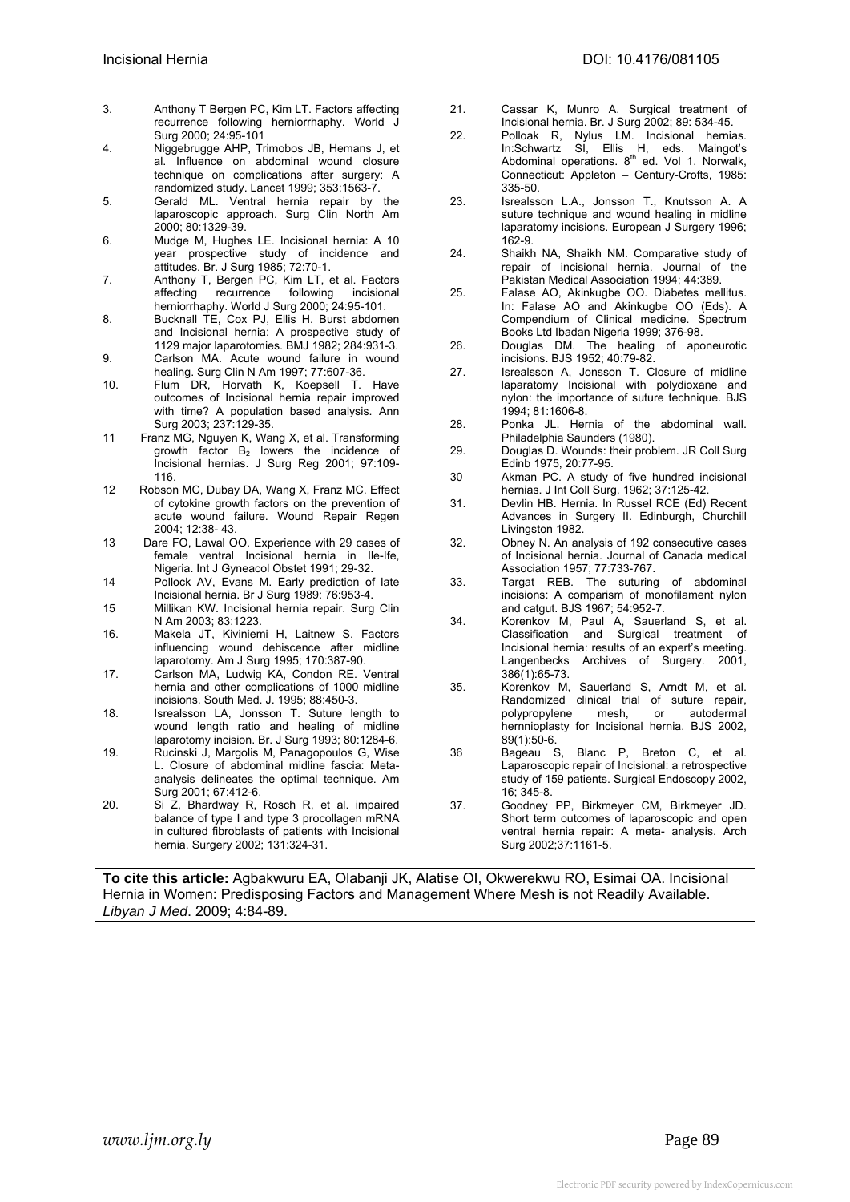3. Anthony T Bergen PC, Kim LT. Factors affecting recurrence following herniorrhaphy. World J Surg 2000; 24:95-101
4. Niggebrugge AHP, Trimobos JB, Hemans J, et al. Influence on abdominal wound closure technique on complications after surgery: A randomized study. Lancet 1999; 353:1563-7.
5. Gerald ML. Ventral hernia repair by the laparoscopic approach. Surg Clin North Am 2000; 80:1329-39.
6. Mudge M, Hughes LE. Incisional hernia: A 10 year prospective study of incidence and attitudes. Br. J Surg 1985; 72:70-1.
7. Anthony T, Bergen PC, Kim LT, et al. Factors affecting recurrence following incisional herniorrhaphy. World J Surg 2000; 24:95-101.
8. Bucknall TE, Cox PJ, Ellis H. Burst abdomen and Incisional hernia: A prospective study of 1129 major laparotomies. BMJ 1982; 284:931-3.
9. Carlson MA. Acute wound failure in wound healing. Surg Clin N Am 1997; 77:607-36.
10. Flum DR, Horvath K, Koepsell T. Have outcomes of Incisional hernia repair improved with time? A population based analysis. Ann Surg 2003; 237:129-35.
11 Franz MG, Nguyen K, Wang X, et al. Transforming growth factor $B_2$ lowers the incidence of Incisional hernias. J Surg Reg 2001; 97:109-116.
12 Robson MC, Dubay DA, Wang X, Franz MC. Effect of cytokine growth factors on the prevention of acute wound failure. Wound Repair Regen 2004; 12:38- 43.
13 Dare FO, Lawal OO. Experience with 29 cases of female ventral Incisional hernia in Ile-Ife, Nigeria. Int J Gyneacol Obstet 1991; 29-32.
14 Pollock AV, Evans M. Early prediction of late Incisional hernia. Br J Surg 1989: 76:953-4.
15 Millikan KW. Incisional hernia repair. Surg Clin N Am 2003; 83:1223.
16. Makela JT, Kiviniemi H, Laitnew S. Factors influencing wound dehiscence after midline laparotomy. Am J Surg 1995; 170:387-90.
17. Carlson MA, Ludwig KA, Condon RE. Ventral hernia and other complications of 1000 midline incisions. South Med. J. 1995; 88:450-3.
18. Isrealsson LA, Jonsson T. Suture length to wound length ratio and healing of midline laparotomy incision. Br. J Surg 1993; 80:1284-6.
19. Rucinski J, Margolis M, Panagopoulos G, Wise L. Closure of abdominal midline fascia: Meta-analysis delineates the optimal technique. Am Surg 2001; 67:412-6.
20. Si Z, Bhardway R, Rosch R, et al. impaired balance of type I and type 3 procollagen mRNA in cultured fibroblasts of patients with Incisional hernia. Surgery 2002; 131:324-31.
21. Cassar K, Munro A. Surgical treatment of Incisional hernia. Br. J Surg 2002; 89: 534-45.
22. Polloak R, Nylus LM. Incisional hernias. In:Schwartz SI, Ellis H, eds. Maingot's Abdominal operations. 8th ed. Vol 1. Norwalk, Connecticut: Appleton – Century-Crofts, 1985: 335-50.
23. Isrealsson L.A., Jonsson T., Knutsson A. A suture technique and wound healing in midline laparatomy incisions. European J Surgery 1996; 162-9.
24. Shaikh NA, Shaikh NM. Comparative study of repair of incisional hernia. Journal of the Pakistan Medical Association 1994; 44:389.
25. Falase AO, Akinkugbe OO. Diabetes mellitus. In: Falase AO and Akinkugbe OO (Eds). A Compendium of Clinical medicine. Spectrum Books Ltd Ibadan Nigeria 1999; 376-98.
26. Douglas DM. The healing of aponeurotic incisions. BJS 1952; 40:79-82.
27. Isrealsson A, Jonsson T. Closure of midline laparatomy Incisional with polydioxane and nylon: the importance of suture technique. BJS 1994; 81:1606-8.
28. Ponka JL. Hernia of the abdominal wall. Philadelphia Saunders (1980).
29. Douglas D. Wounds: their problem. JR Coll Surg Edinb 1975, 20:77-95.
30 Akman PC. A study of five hundred incisional hernias. J Int Coll Surg. 1962; 37:125-42.
31. Devlin HB. Hernia. In Russel RCE (Ed) Recent Advances in Surgery II. Edinburgh, Churchill Livingston 1982.
32. Obney N. An analysis of 192 consecutive cases of Incisional hernia. Journal of Canada medical Association 1957; 77:733-767.
33. Targat REB. The suturing of abdominal incisions: A comparism of monofilament nylon and catgut. BJS 1967; 54:952-7.
34. Korenkov M, Paul A, Sauerland S, et al. Classification and Surgical treatment of Incisional hernia: results of an expert's meeting. Langenbecks Archives of Surgery. 2001, 386(1):65-73.
35. Korenkov M, Sauerland S, Arndt M, et al. Randomized clinical trial of suture repair, polypropylene mesh, or autodermal hernnioplasty for Incisional hernia. BJS 2002, 89(1):50-6.
36 Bageau S, Blanc P, Breton C, et al. Laparoscopic repair of Incisional: a retrospective study of 159 patients. Surgical Endoscopy 2002, 16; 345-8.
37. Goodney PP, Birkmeyer CM, Birkmeyer JD. Short term outcomes of laparoscopic and open ventral hernia repair: A meta- analysis. Arch Surg 2002;37:1161-5.

**To cite this article:** Agbakwuru EA, Olabanji JK, Alatise OI, Okwerekwu RO, Esimai OA. Incisional Hernia in Women: Predisposing Factors and Management Where Mesh is not Readily Available. *Libyan J Med*. 2009; 4:84-89.